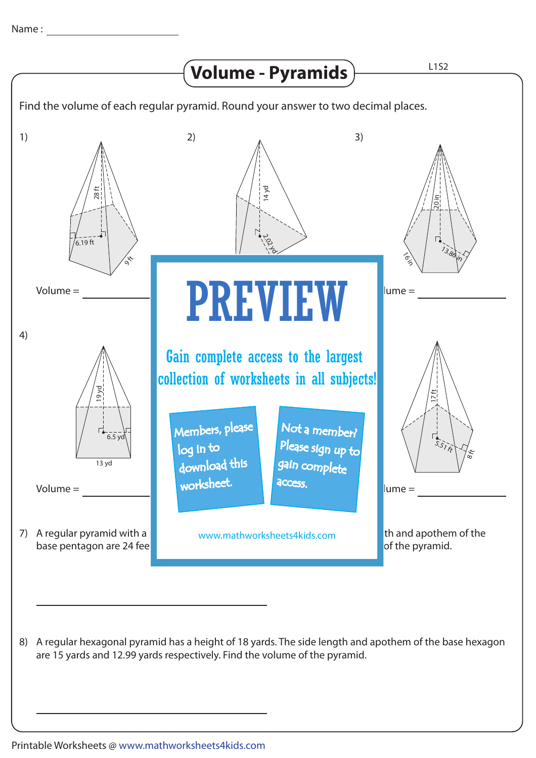Name : ____________________

# Volume - Pyramids

L1S2

Find the volume of each regular pyramid. Round your answer to two decimal places.

1) 28 ft, 6.19 ft, 9 ft

Volume = ____________

2) 14 yd, 2.02 yd

3) 20 in, 13.86 in, 16 in

Volume = ____________

4) 19 yd, 6.5 yd, 13 yd

Volume = ____________

17 ft, 5.51 ft, 8 ft

Volume = ____________

PREVIEW

Gain complete access to the largest collection of worksheets in all subjects!

Members, please log in to download this worksheet.

Not a member? Please sign up to gain complete access.

www.mathworksheets4kids.com

7) A regular pyramid with a ... th and apothem of the base pentagon are 24 fee ... of the pyramid.

____________________

8) A regular hexagonal pyramid has a height of 18 yards. The side length and apothem of the base hexagon are 15 yards and 12.99 yards respectively. Find the volume of the pyramid.

____________________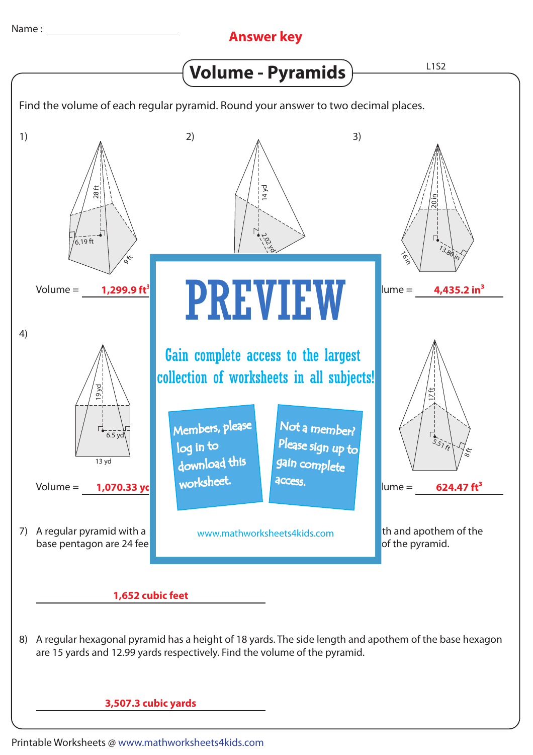Name : ____________________

**Answer key**

# Volume - Pyramids

L1S2

Find the volume of each regular pyramid. Round your answer to two decimal places.

1)

28 ft

6.19 ft

9 ft

Volume = **1,299.9 $ft^3$**

2)

14 yd

2.02 yd

3)

20 in

13.86 in

16 in

Volume = **4,435.2 $in^3$**

4)

19 yd

6.5 yd

13 yd

Volume = **1,070.33 yd**

17 ft

5.51 ft

8 ft

Volume = **624.47 $ft^3$**

PREVIEW

Gain complete access to the largest collection of worksheets in all subjects!

Members, please log in to download this worksheet.

Not a member? Please sign up to gain complete access.

www.mathworksheets4kids.com

7) A regular pyramid with a ... th and apothem of the base pentagon are 24 fee ... of the pyramid.

**1,652 cubic feet**

8) A regular hexagonal pyramid has a height of 18 yards. The side length and apothem of the base hexagon are 15 yards and 12.99 yards respectively. Find the volume of the pyramid.

**3,507.3 cubic yards**

Printable Worksheets @ www.mathworksheets4kids.com